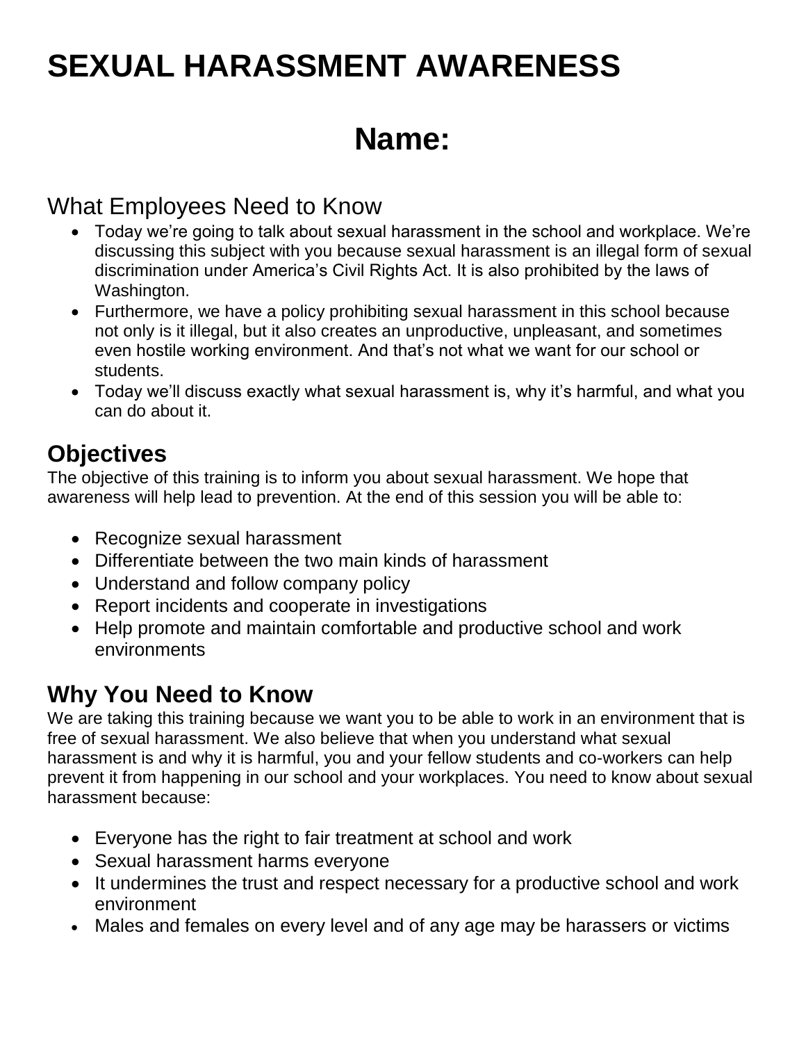# SEXUAL HARASSMENT AWARENESS

## Name:

## What Employees Need to Know

- Today we're going to talk about sexual harassment in the school and workplace. We're discussing this subject with you because sexual harassment is an illegal form of sexual discrimination under America's Civil Rights Act. It is also prohibited by the laws of Washington.
- Furthermore, we have a policy prohibiting sexual harassment in this school because not only is it illegal, but it also creates an unproductive, unpleasant, and sometimes even hostile working environment. And that's not what we want for our school or students.
- Today we'll discuss exactly what sexual harassment is, why it's harmful, and what you can do about it.

## Objectives

The objective of this training is to inform you about sexual harassment. We hope that awareness will help lead to prevention. At the end of this session you will be able to:

- Recognize sexual harassment
- Differentiate between the two main kinds of harassment
- Understand and follow company policy
- Report incidents and cooperate in investigations
- Help promote and maintain comfortable and productive school and work environments

## Why You Need to Know

We are taking this training because we want you to be able to work in an environment that is free of sexual harassment. We also believe that when you understand what sexual harassment is and why it is harmful, you and your fellow students and co-workers can help prevent it from happening in our school and your workplaces. You need to know about sexual harassment because:

- Everyone has the right to fair treatment at school and work
- Sexual harassment harms everyone
- It undermines the trust and respect necessary for a productive school and work environment
- Males and females on every level and of any age may be harassers or victims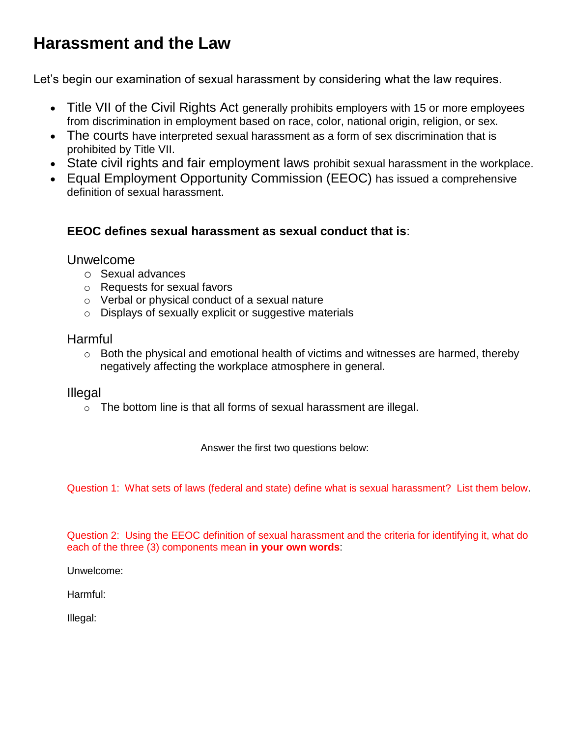# Harassment and the Law

Let's begin our examination of sexual harassment by considering what the law requires.

- Title VII of the Civil Rights Act generally prohibits employers with 15 or more employees from discrimination in employment based on race, color, national origin, religion, or sex.
- The courts have interpreted sexual harassment as a form of sex discrimination that is prohibited by Title VII.
- State civil rights and fair employment laws prohibit sexual harassment in the workplace.
- Equal Employment Opportunity Commission (EEOC) has issued a comprehensive definition of sexual harassment.

**EEOC defines sexual harassment as sexual conduct that is**:

Unwelcome
- Sexual advances
- Requests for sexual favors
- Verbal or physical conduct of a sexual nature
- Displays of sexually explicit or suggestive materials

Harmful
- Both the physical and emotional health of victims and witnesses are harmed, thereby negatively affecting the workplace atmosphere in general.

Illegal
- The bottom line is that all forms of sexual harassment are illegal.

Answer the first two questions below:

Question 1: What sets of laws (federal and state) define what is sexual harassment? List them below.

Question 2: Using the EEOC definition of sexual harassment and the criteria for identifying it, what do each of the three (3) components mean **in your own words**:

Unwelcome:

Harmful:

Illegal: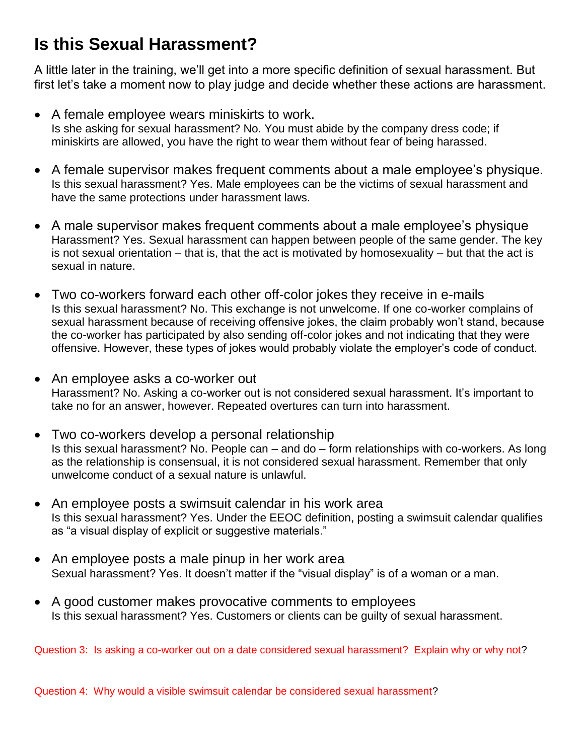# Is this Sexual Harassment?

A little later in the training, we'll get into a more specific definition of sexual harassment. But first let's take a moment now to play judge and decide whether these actions are harassment.

- A female employee wears miniskirts to work.
  Is she asking for sexual harassment? No. You must abide by the company dress code; if miniskirts are allowed, you have the right to wear them without fear of being harassed.

- A female supervisor makes frequent comments about a male employee's physique.
  Is this sexual harassment? Yes. Male employees can be the victims of sexual harassment and have the same protections under harassment laws.

- A male supervisor makes frequent comments about a male employee's physique
  Harassment? Yes. Sexual harassment can happen between people of the same gender. The key is not sexual orientation – that is, that the act is motivated by homosexuality – but that the act is sexual in nature.

- Two co-workers forward each other off-color jokes they receive in e-mails
  Is this sexual harassment? No. This exchange is not unwelcome. If one co-worker complains of sexual harassment because of receiving offensive jokes, the claim probably won't stand, because the co-worker has participated by also sending off-color jokes and not indicating that they were offensive. However, these types of jokes would probably violate the employer's code of conduct.

- An employee asks a co-worker out
  Harassment? No. Asking a co-worker out is not considered sexual harassment. It's important to take no for an answer, however. Repeated overtures can turn into harassment.

- Two co-workers develop a personal relationship
  Is this sexual harassment? No. People can – and do – form relationships with co-workers. As long as the relationship is consensual, it is not considered sexual harassment. Remember that only unwelcome conduct of a sexual nature is unlawful.

- An employee posts a swimsuit calendar in his work area
  Is this sexual harassment? Yes. Under the EEOC definition, posting a swimsuit calendar qualifies as "a visual display of explicit or suggestive materials."

- An employee posts a male pinup in her work area
  Sexual harassment? Yes. It doesn't matter if the "visual display" is of a woman or a man.

- A good customer makes provocative comments to employees
  Is this sexual harassment? Yes. Customers or clients can be guilty of sexual harassment.

Question 3: Is asking a co-worker out on a date considered sexual harassment? Explain why or why not?

Question 4: Why would a visible swimsuit calendar be considered sexual harassment?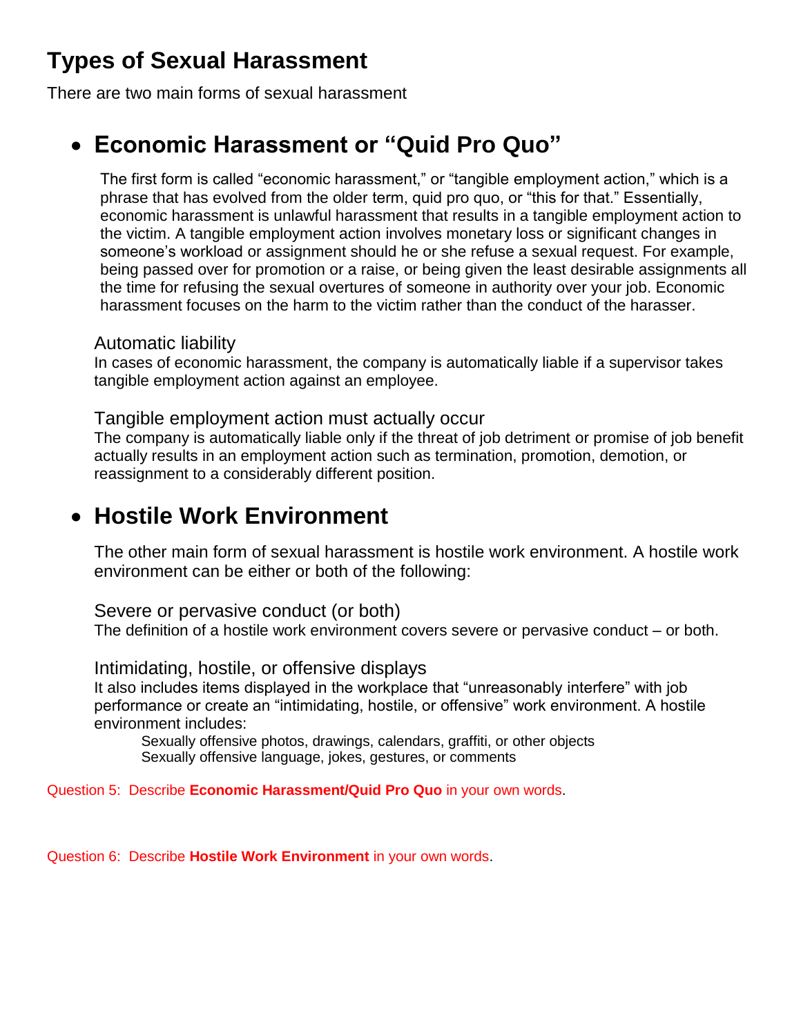# Types of Sexual Harassment

There are two main forms of sexual harassment

- ## Economic Harassment or "Quid Pro Quo"

  The first form is called "economic harassment," or "tangible employment action," which is a phrase that has evolved from the older term, quid pro quo, or "this for that." Essentially, economic harassment is unlawful harassment that results in a tangible employment action to the victim. A tangible employment action involves monetary loss or significant changes in someone's workload or assignment should he or she refuse a sexual request. For example, being passed over for promotion or a raise, or being given the least desirable assignments all the time for refusing the sexual overtures of someone in authority over your job. Economic harassment focuses on the harm to the victim rather than the conduct of the harasser.

  ### Automatic liability

  In cases of economic harassment, the company is automatically liable if a supervisor takes tangible employment action against an employee.

  ### Tangible employment action must actually occur

  The company is automatically liable only if the threat of job detriment or promise of job benefit actually results in an employment action such as termination, promotion, demotion, or reassignment to a considerably different position.

- ## Hostile Work Environment

  The other main form of sexual harassment is hostile work environment. A hostile work environment can be either or both of the following:

  ### Severe or pervasive conduct (or both)

  The definition of a hostile work environment covers severe or pervasive conduct – or both.

  ### Intimidating, hostile, or offensive displays

  It also includes items displayed in the workplace that "unreasonably interfere" with job performance or create an "intimidating, hostile, or offensive" work environment. A hostile environment includes:

  Sexually offensive photos, drawings, calendars, graffiti, or other objects
  Sexually offensive language, jokes, gestures, or comments

Question 5: Describe **Economic Harassment/Quid Pro Quo** in your own words.

Question 6: Describe **Hostile Work Environment** in your own words.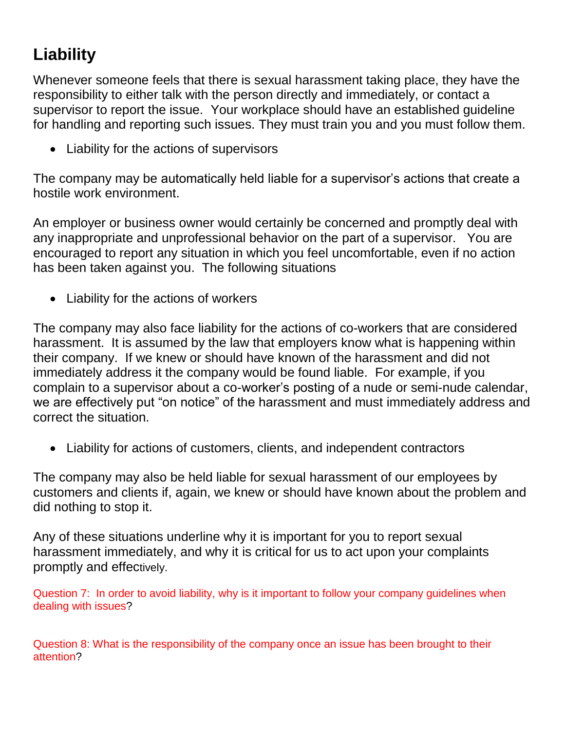## Liability

Whenever someone feels that there is sexual harassment taking place, they have the responsibility to either talk with the person directly and immediately, or contact a supervisor to report the issue. Your workplace should have an established guideline for handling and reporting such issues. They must train you and you must follow them.

- Liability for the actions of supervisors

The company may be automatically held liable for a supervisor's actions that create a hostile work environment.

An employer or business owner would certainly be concerned and promptly deal with any inappropriate and unprofessional behavior on the part of a supervisor. You are encouraged to report any situation in which you feel uncomfortable, even if no action has been taken against you. The following situations

- Liability for the actions of workers

The company may also face liability for the actions of co-workers that are considered harassment. It is assumed by the law that employers know what is happening within their company. If we knew or should have known of the harassment and did not immediately address it the company would be found liable. For example, if you complain to a supervisor about a co-worker's posting of a nude or semi-nude calendar, we are effectively put "on notice" of the harassment and must immediately address and correct the situation.

- Liability for actions of customers, clients, and independent contractors

The company may also be held liable for sexual harassment of our employees by customers and clients if, again, we knew or should have known about the problem and did nothing to stop it.

Any of these situations underline why it is important for you to report sexual harassment immediately, and why it is critical for us to act upon your complaints promptly and effectively.

Question 7: In order to avoid liability, why is it important to follow your company guidelines when dealing with issues?

Question 8: What is the responsibility of the company once an issue has been brought to their attention?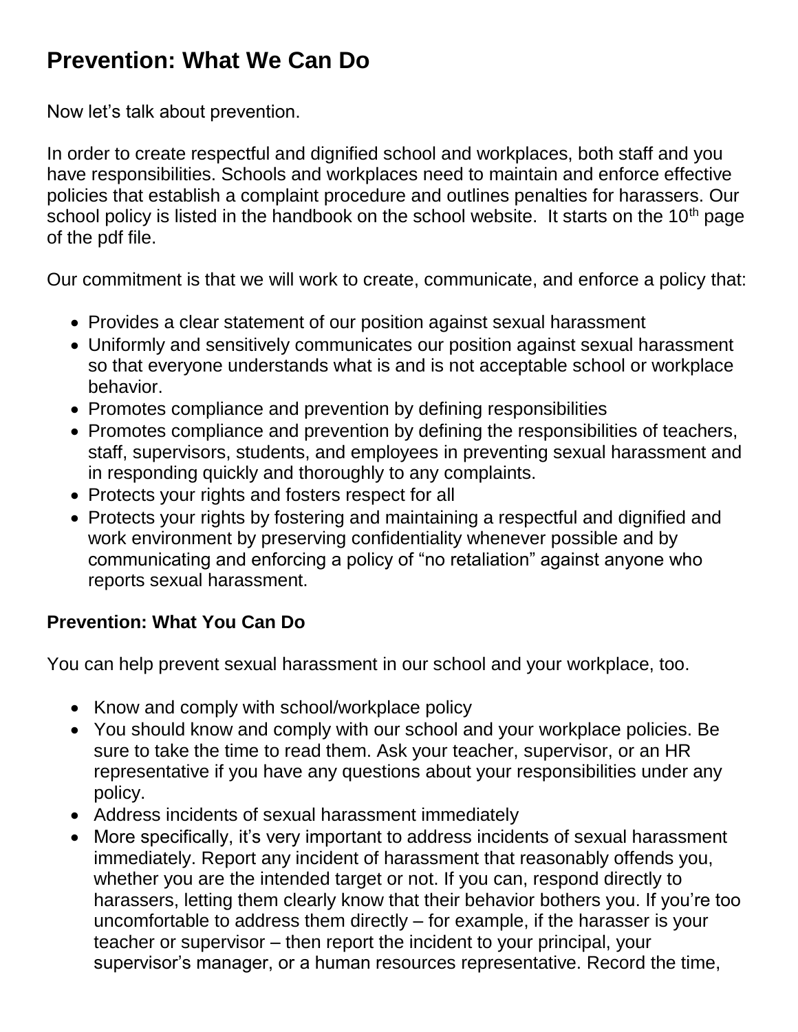# Prevention: What We Can Do

Now let's talk about prevention.

In order to create respectful and dignified school and workplaces, both staff and you have responsibilities. Schools and workplaces need to maintain and enforce effective policies that establish a complaint procedure and outlines penalties for harassers. Our school policy is listed in the handbook on the school website. It starts on the 10th page of the pdf file.

Our commitment is that we will work to create, communicate, and enforce a policy that:

- Provides a clear statement of our position against sexual harassment
- Uniformly and sensitively communicates our position against sexual harassment so that everyone understands what is and is not acceptable school or workplace behavior.
- Promotes compliance and prevention by defining responsibilities
- Promotes compliance and prevention by defining the responsibilities of teachers, staff, supervisors, students, and employees in preventing sexual harassment and in responding quickly and thoroughly to any complaints.
- Protects your rights and fosters respect for all
- Protects your rights by fostering and maintaining a respectful and dignified and work environment by preserving confidentiality whenever possible and by communicating and enforcing a policy of "no retaliation" against anyone who reports sexual harassment.

### Prevention: What You Can Do

You can help prevent sexual harassment in our school and your workplace, too.

- Know and comply with school/workplace policy
- You should know and comply with our school and your workplace policies. Be sure to take the time to read them. Ask your teacher, supervisor, or an HR representative if you have any questions about your responsibilities under any policy.
- Address incidents of sexual harassment immediately
- More specifically, it's very important to address incidents of sexual harassment immediately. Report any incident of harassment that reasonably offends you, whether you are the intended target or not. If you can, respond directly to harassers, letting them clearly know that their behavior bothers you. If you're too uncomfortable to address them directly – for example, if the harasser is your teacher or supervisor – then report the incident to your principal, your supervisor's manager, or a human resources representative. Record the time,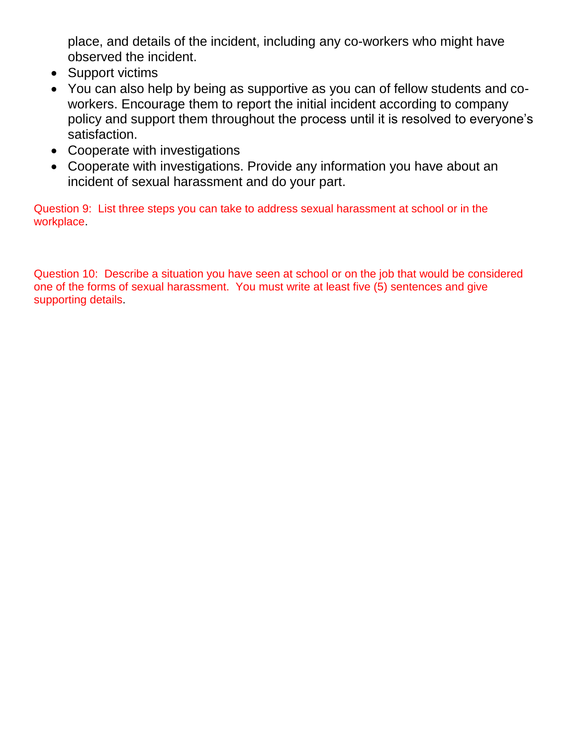place, and details of the incident, including any co-workers who might have observed the incident.

- Support victims
- You can also help by being as supportive as you can of fellow students and co-workers. Encourage them to report the initial incident according to company policy and support them throughout the process until it is resolved to everyone's satisfaction.
- Cooperate with investigations
- Cooperate with investigations. Provide any information you have about an incident of sexual harassment and do your part.

Question 9: List three steps you can take to address sexual harassment at school or in the workplace.

Question 10: Describe a situation you have seen at school or on the job that would be considered one of the forms of sexual harassment. You must write at least five (5) sentences and give supporting details.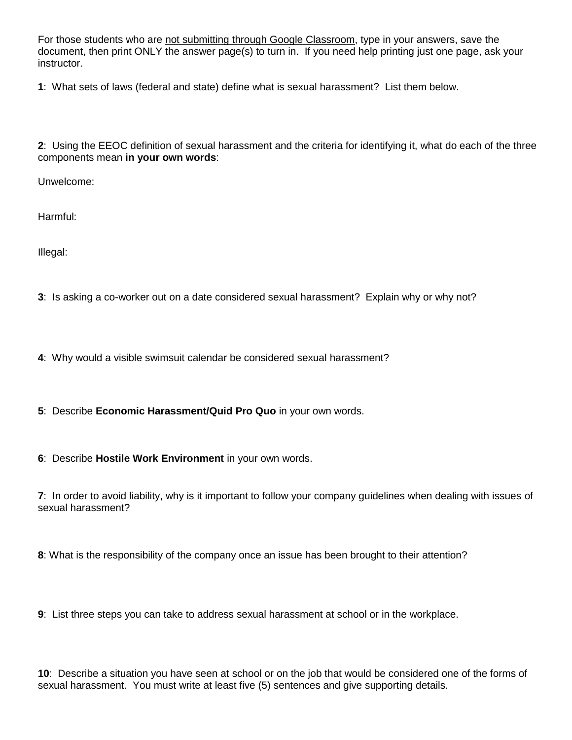For those students who are not submitting through Google Classroom, type in your answers, save the document, then print ONLY the answer page(s) to turn in. If you need help printing just one page, ask your instructor.

**1**: What sets of laws (federal and state) define what is sexual harassment? List them below.

**2**: Using the EEOC definition of sexual harassment and the criteria for identifying it, what do each of the three components mean **in your own words**:

Unwelcome:

Harmful:

Illegal:

**3**: Is asking a co-worker out on a date considered sexual harassment? Explain why or why not?

**4**: Why would a visible swimsuit calendar be considered sexual harassment?

**5**: Describe **Economic Harassment/Quid Pro Quo** in your own words.

**6**: Describe **Hostile Work Environment** in your own words.

**7**: In order to avoid liability, why is it important to follow your company guidelines when dealing with issues of sexual harassment?

**8**: What is the responsibility of the company once an issue has been brought to their attention?

**9**: List three steps you can take to address sexual harassment at school or in the workplace.

**10**: Describe a situation you have seen at school or on the job that would be considered one of the forms of sexual harassment. You must write at least five (5) sentences and give supporting details.